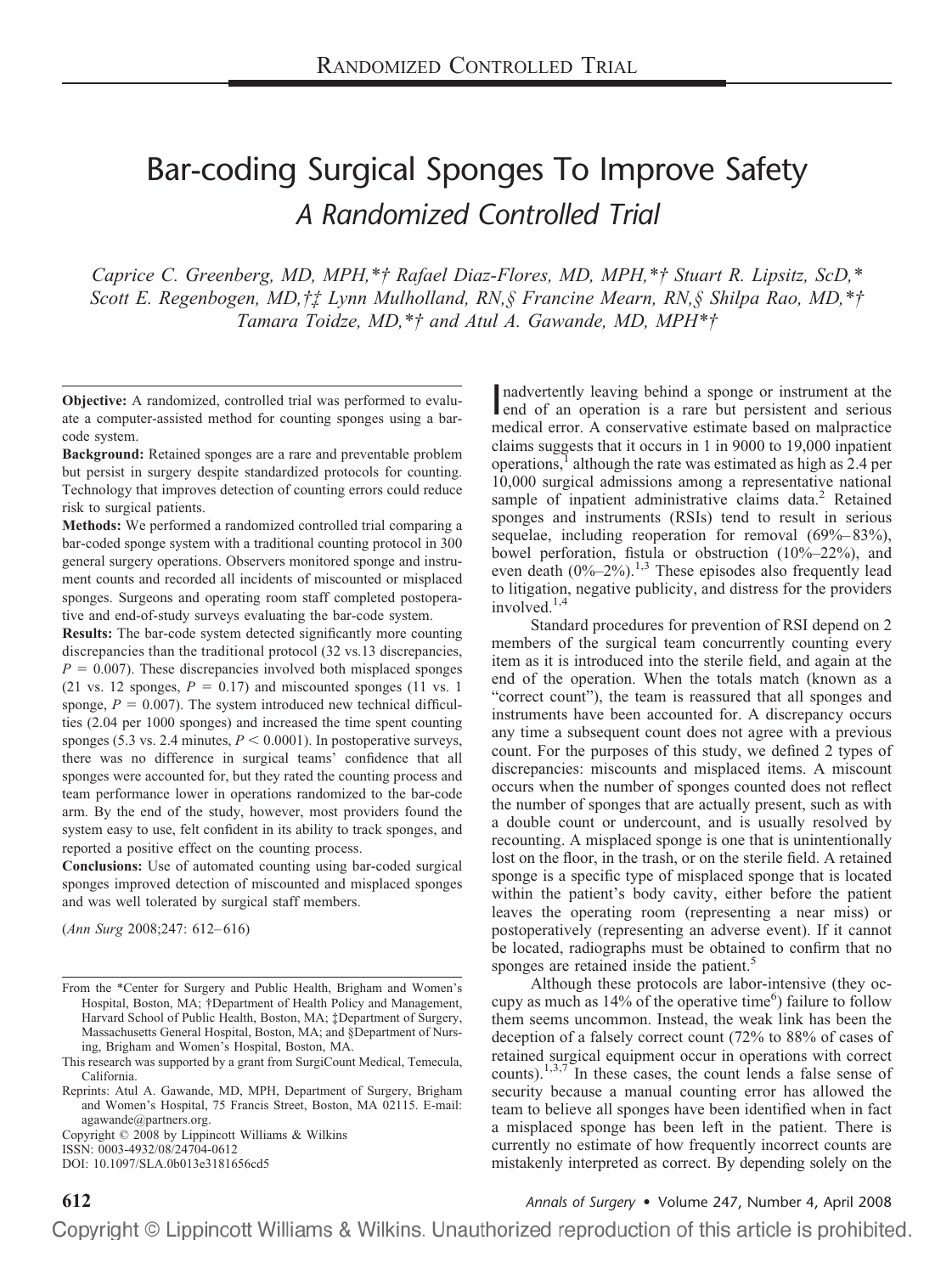# Bar-coding Surgical Sponges To Improve Safety

## *A Randomized Controlled Trial*

*Caprice C. Greenberg, MD, MPH,\*† Rafael Diaz-Flores, MD, MPH,\*† Stuart R. Lipsitz, ScD,\* Scott E. Regenbogen, MD,†‡ Lynn Mulholland, RN,§ Francine Mearn, RN,§ Shilpa Rao, MD,\*† Tamara Toidze, MD,\*† and Atul A. Gawande, MD, MPH\*†*

**Objective:** A randomized, controlled trial was performed to evaluate a computer-assisted method for counting sponges using a bar-code system.

**Background:** Retained sponges are a rare and preventable problem but persist in surgery despite standardized protocols for counting. Technology that improves detection of counting errors could reduce risk to surgical patients.

**Methods:** We performed a randomized controlled trial comparing a bar-coded sponge system with a traditional counting protocol in 300 general surgery operations. Observers monitored sponge and instrument counts and recorded all incidents of miscounted or misplaced sponges. Surgeons and operating room staff completed postoperative and end-of-study surveys evaluating the bar-code system.

**Results:** The bar-code system detected significantly more counting discrepancies than the traditional protocol (32 vs.13 discrepancies, $P = 0.007$). These discrepancies involved both misplaced sponges (21 vs. 12 sponges, $P = 0.17$) and miscounted sponges (11 vs. 1 sponge, $P = 0.007$). The system introduced new technical difficulties (2.04 per 1000 sponges) and increased the time spent counting sponges (5.3 vs. 2.4 minutes, $P < 0.0001$). In postoperative surveys, there was no difference in surgical teams' confidence that all sponges were accounted for, but they rated the counting process and team performance lower in operations randomized to the bar-code arm. By the end of the study, however, most providers found the system easy to use, felt confident in its ability to track sponges, and reported a positive effect on the counting process.

**Conclusions:** Use of automated counting using bar-coded surgical sponges improved detection of miscounted and misplaced sponges and was well tolerated by surgical staff members.

(*Ann Surg* 2008;247: 612–616)

From the \*Center for Surgery and Public Health, Brigham and Women's Hospital, Boston, MA; †Department of Health Policy and Management, Harvard School of Public Health, Boston, MA; ‡Department of Surgery, Massachusetts General Hospital, Boston, MA; and §Department of Nursing, Brigham and Women's Hospital, Boston, MA.

This research was supported by a grant from SurgiCount Medical, Temecula, California.

Reprints: Atul A. Gawande, MD, MPH, Department of Surgery, Brigham and Women's Hospital, 75 Francis Street, Boston, MA 02115. E-mail: agawande@partners.org.

Copyright © 2008 by Lippincott Williams & Wilkins

ISSN: 0003-4932/08/24704-0612

DOI: 10.1097/SLA.0b013e3181656cd5

Inadvertently leaving behind a sponge or instrument at the end of an operation is a rare but persistent and serious medical error. A conservative estimate based on malpractice claims suggests that it occurs in 1 in 9000 to 19,000 inpatient operations,[1] although the rate was estimated as high as 2.4 per 10,000 surgical admissions among a representative national sample of inpatient administrative claims data.[2] Retained sponges and instruments (RSIs) tend to result in serious sequelae, including reoperation for removal (69%–83%), bowel perforation, fistula or obstruction (10%–22%), and even death (0%–2%).[1,3] These episodes also frequently lead to litigation, negative publicity, and distress for the providers involved.[1,4]

Standard procedures for prevention of RSI depend on 2 members of the surgical team concurrently counting every item as it is introduced into the sterile field, and again at the end of the operation. When the totals match (known as a "correct count"), the team is reassured that all sponges and instruments have been accounted for. A discrepancy occurs any time a subsequent count does not agree with a previous count. For the purposes of this study, we defined 2 types of discrepancies: miscounts and misplaced items. A miscount occurs when the number of sponges counted does not reflect the number of sponges that are actually present, such as with a double count or undercount, and is usually resolved by recounting. A misplaced sponge is one that is unintentionally lost on the floor, in the trash, or on the sterile field. A retained sponge is a specific type of misplaced sponge that is located within the patient's body cavity, either before the patient leaves the operating room (representing a near miss) or postoperatively (representing an adverse event). If it cannot be located, radiographs must be obtained to confirm that no sponges are retained inside the patient.[5]

Although these protocols are labor-intensive (they occupy as much as 14% of the operative time[6]) failure to follow them seems uncommon. Instead, the weak link has been the deception of a falsely correct count (72% to 88% of cases of retained surgical equipment occur in operations with correct counts).[1,3,7] In these cases, the count lends a false sense of security because a manual counting error has allowed the team to believe all sponges have been identified when in fact a misplaced sponge has been left in the patient. There is currently no estimate of how frequently incorrect counts are mistakenly interpreted as correct. By depending solely on the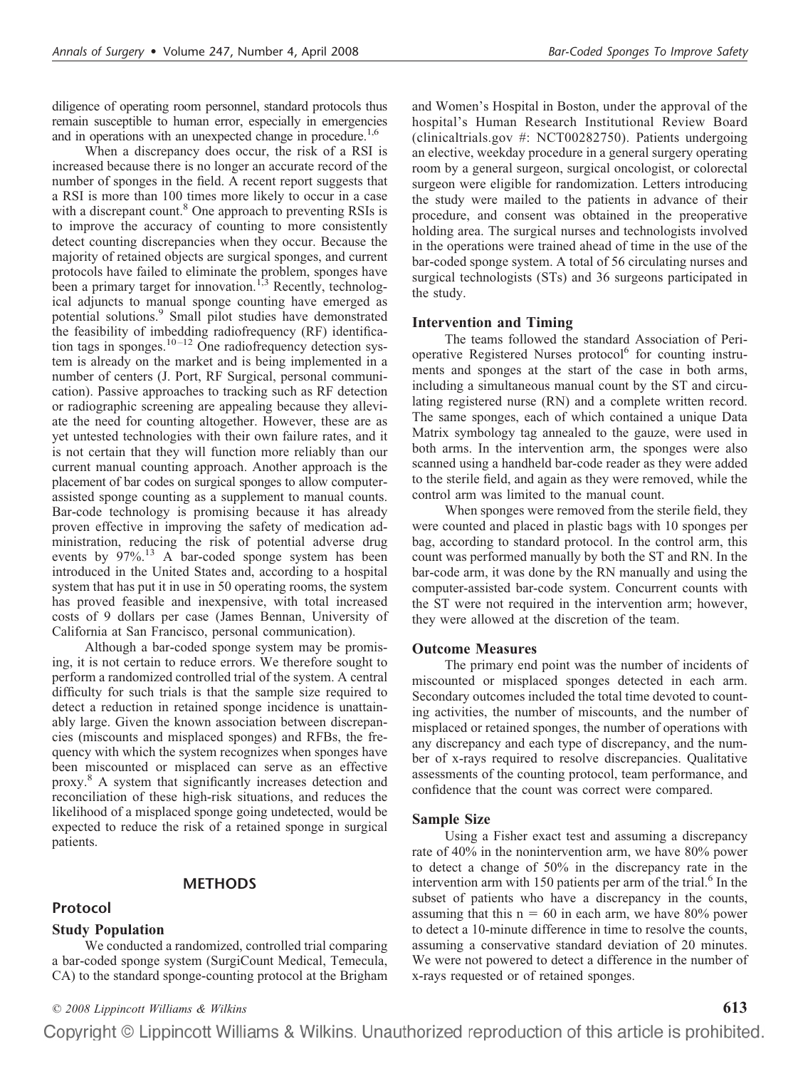diligence of operating room personnel, standard protocols thus remain susceptible to human error, especially in emergencies and in operations with an unexpected change in procedure.[1,6]

When a discrepancy does occur, the risk of a RSI is increased because there is no longer an accurate record of the number of sponges in the field. A recent report suggests that a RSI is more than 100 times more likely to occur in a case with a discrepant count.[8] One approach to preventing RSIs is to improve the accuracy of counting to more consistently detect counting discrepancies when they occur. Because the majority of retained objects are surgical sponges, and current protocols have failed to eliminate the problem, sponges have been a primary target for innovation.[1,3] Recently, technological adjuncts to manual sponge counting have emerged as potential solutions.[9] Small pilot studies have demonstrated the feasibility of imbedding radiofrequency (RF) identification tags in sponges.[10–12] One radiofrequency detection system is already on the market and is being implemented in a number of centers (J. Port, RF Surgical, personal communication). Passive approaches to tracking such as RF detection or radiographic screening are appealing because they alleviate the need for counting altogether. However, these are as yet untested technologies with their own failure rates, and it is not certain that they will function more reliably than our current manual counting approach. Another approach is the placement of bar codes on surgical sponges to allow computer-assisted sponge counting as a supplement to manual counts. Bar-code technology is promising because it has already proven effective in improving the safety of medication administration, reducing the risk of potential adverse drug events by 97%.[13] A bar-coded sponge system has been introduced in the United States and, according to a hospital system that has put it in use in 50 operating rooms, the system has proved feasible and inexpensive, with total increased costs of 9 dollars per case (James Bennan, University of California at San Francisco, personal communication).

Although a bar-coded sponge system may be promising, it is not certain to reduce errors. We therefore sought to perform a randomized controlled trial of the system. A central difficulty for such trials is that the sample size required to detect a reduction in retained sponge incidence is unattainably large. Given the known association between discrepancies (miscounts and misplaced sponges) and RFBs, the frequency with which the system recognizes when sponges have been miscounted or misplaced can serve as an effective proxy.[8] A system that significantly increases detection and reconciliation of these high-risk situations, and reduces the likelihood of a misplaced sponge going undetected, would be expected to reduce the risk of a retained sponge in surgical patients.

## METHODS

### Protocol

#### Study Population

We conducted a randomized, controlled trial comparing a bar-coded sponge system (SurgiCount Medical, Temecula, CA) to the standard sponge-counting protocol at the Brigham and Women's Hospital in Boston, under the approval of the hospital's Human Research Institutional Review Board (clinicaltrials.gov #: NCT00282750). Patients undergoing an elective, weekday procedure in a general surgery operating room by a general surgeon, surgical oncologist, or colorectal surgeon were eligible for randomization. Letters introducing the study were mailed to the patients in advance of their procedure, and consent was obtained in the preoperative holding area. The surgical nurses and technologists involved in the operations were trained ahead of time in the use of the bar-coded sponge system. A total of 56 circulating nurses and surgical technologists (STs) and 36 surgeons participated in the study.

#### Intervention and Timing

The teams followed the standard Association of Perioperative Registered Nurses protocol[6] for counting instruments and sponges at the start of the case in both arms, including a simultaneous manual count by the ST and circulating registered nurse (RN) and a complete written record. The same sponges, each of which contained a unique Data Matrix symbology tag annealed to the gauze, were used in both arms. In the intervention arm, the sponges were also scanned using a handheld bar-code reader as they were added to the sterile field, and again as they were removed, while the control arm was limited to the manual count.

When sponges were removed from the sterile field, they were counted and placed in plastic bags with 10 sponges per bag, according to standard protocol. In the control arm, this count was performed manually by both the ST and RN. In the bar-code arm, it was done by the RN manually and using the computer-assisted bar-code system. Concurrent counts with the ST were not required in the intervention arm; however, they were allowed at the discretion of the team.

#### Outcome Measures

The primary end point was the number of incidents of miscounted or misplaced sponges detected in each arm. Secondary outcomes included the total time devoted to counting activities, the number of miscounts, and the number of misplaced or retained sponges, the number of operations with any discrepancy and each type of discrepancy, and the number of x-rays required to resolve discrepancies. Qualitative assessments of the counting protocol, team performance, and confidence that the count was correct were compared.

#### Sample Size

Using a Fisher exact test and assuming a discrepancy rate of 40% in the nonintervention arm, we have 80% power to detect a change of 50% in the discrepancy rate in the intervention arm with 150 patients per arm of the trial.[6] In the subset of patients who have a discrepancy in the counts, assuming that this $n = 60$ in each arm, we have 80% power to detect a 10-minute difference in time to resolve the counts, assuming a conservative standard deviation of 20 minutes. We were not powered to detect a difference in the number of x-rays requested or of retained sponges.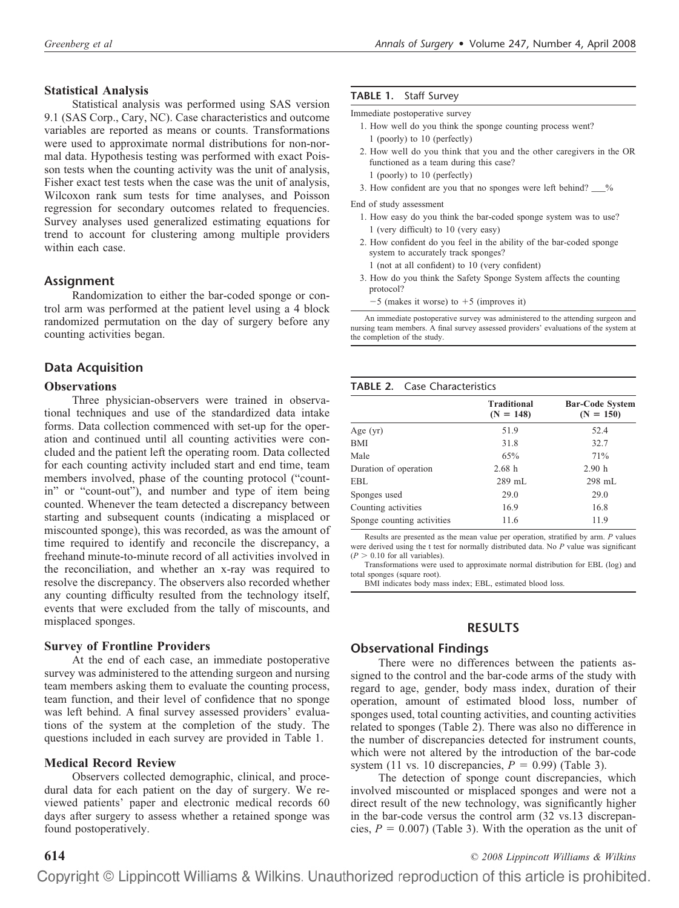### Statistical Analysis

Statistical analysis was performed using SAS version 9.1 (SAS Corp., Cary, NC). Case characteristics and outcome variables are reported as means or counts. Transformations were used to approximate normal distributions for non-normal data. Hypothesis testing was performed with exact Poisson tests when the counting activity was the unit of analysis, Fisher exact test tests when the case was the unit of analysis, Wilcoxon rank sum tests for time analyses, and Poisson regression for secondary outcomes related to frequencies. Survey analyses used generalized estimating equations for trend to account for clustering among multiple providers within each case.

## Assignment

Randomization to either the bar-coded sponge or control arm was performed at the patient level using a 4 block randomized permutation on the day of surgery before any counting activities began.

## Data Acquisition

### Observations

Three physician-observers were trained in observational techniques and use of the standardized data intake forms. Data collection commenced with set-up for the operation and continued until all counting activities were concluded and the patient left the operating room. Data collected for each counting activity included start and end time, team members involved, phase of the counting protocol ("count-in" or "count-out"), and number and type of item being counted. Whenever the team detected a discrepancy between starting and subsequent counts (indicating a misplaced or miscounted sponge), this was recorded, as was the amount of time required to identify and reconcile the discrepancy, a freehand minute-to-minute record of all activities involved in the reconciliation, and whether an x-ray was required to resolve the discrepancy. The observers also recorded whether any counting difficulty resulted from the technology itself, events that were excluded from the tally of miscounts, and misplaced sponges.

### Survey of Frontline Providers

At the end of each case, an immediate postoperative survey was administered to the attending surgeon and nursing team members asking them to evaluate the counting process, team function, and their level of confidence that no sponge was left behind. A final survey assessed providers' evaluations of the system at the completion of the study. The questions included in each survey are provided in Table 1.

### Medical Record Review

Observers collected demographic, clinical, and procedural data for each patient on the day of surgery. We reviewed patients' paper and electronic medical records 60 days after surgery to assess whether a retained sponge was found postoperatively.

**TABLE 1.** Staff Survey

Immediate postoperative survey

1. How well do you think the sponge counting process went?
   1 (poorly) to 10 (perfectly)
2. How well do you think that you and the other caregivers in the OR functioned as a team during this case?
   1 (poorly) to 10 (perfectly)
3. How confident are you that no sponges were left behind? ___%

End of study assessment

1. How easy do you think the bar-coded sponge system was to use?
   1 (very difficult) to 10 (very easy)
2. How confident do you feel in the ability of the bar-coded sponge system to accurately track sponges?
   1 (not at all confident) to 10 (very confident)
3. How do you think the Safety Sponge System affects the counting protocol?
   −5 (makes it worse) to +5 (improves it)

An immediate postoperative survey was administered to the attending surgeon and nursing team members. A final survey assessed providers' evaluations of the system at the completion of the study.

**TABLE 2.** Case Characteristics

| | Traditional (N = 148) | Bar-Code System (N = 150) |
|---|---|---|
| Age (yr) | 51.9 | 52.4 |
| BMI | 31.8 | 32.7 |
| Male | 65% | 71% |
| Duration of operation | 2.68 h | 2.90 h |
| EBL | 289 mL | 298 mL |
| Sponges used | 29.0 | 29.0 |
| Counting activities | 16.9 | 16.8 |
| Sponge counting activities | 11.6 | 11.9 |

Results are presented as the mean value per operation, stratified by arm. P values were derived using the t test for normally distributed data. No P value was significant ($P > 0.10$ for all variables).

Transformations were used to approximate normal distribution for EBL (log) and total sponges (square root).

BMI indicates body mass index; EBL, estimated blood loss.

## RESULTS

## Observational Findings

There were no differences between the patients assigned to the control and the bar-code arms of the study with regard to age, gender, body mass index, duration of their operation, amount of estimated blood loss, number of sponges used, total counting activities, and counting activities related to sponges (Table 2). There was also no difference in the number of discrepancies detected for instrument counts, which were not altered by the introduction of the bar-code system (11 vs. 10 discrepancies, $P = 0.99$) (Table 3).

The detection of sponge count discrepancies, which involved miscounted or misplaced sponges and were not a direct result of the new technology, was significantly higher in the bar-code versus the control arm (32 vs.13 discrepancies, $P = 0.007$) (Table 3). With the operation as the unit of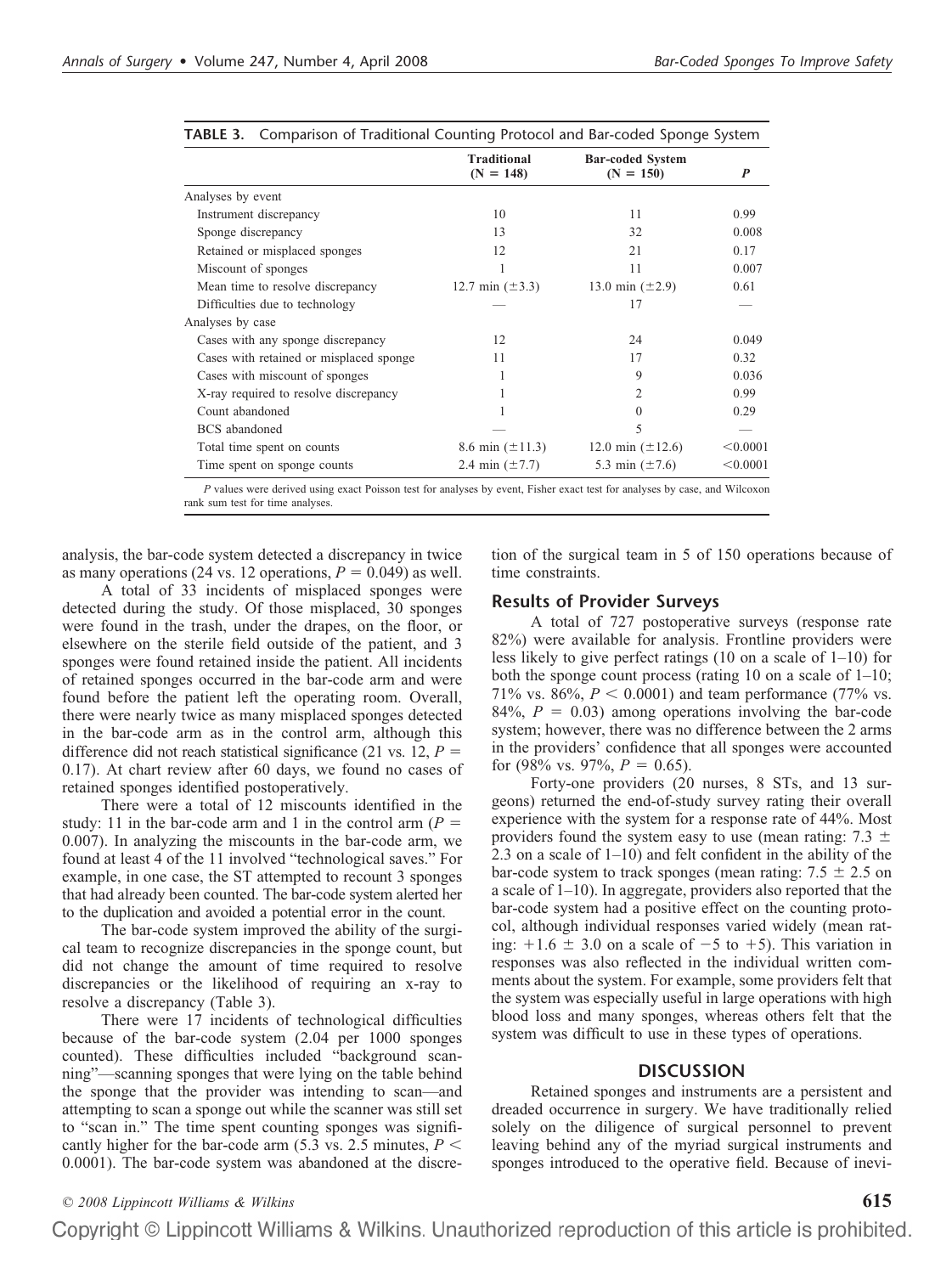**TABLE 3.** Comparison of Traditional Counting Protocol and Bar-coded Sponge System

| | Traditional (N = 148) | Bar-coded System (N = 150) | *P* |
|---|---|---|---|
| Analyses by event | | | |
| Instrument discrepancy | 10 | 11 | 0.99 |
| Sponge discrepancy | 13 | 32 | 0.008 |
| Retained or misplaced sponges | 12 | 21 | 0.17 |
| Miscount of sponges | 1 | 11 | 0.007 |
| Mean time to resolve discrepancy | 12.7 min ($\pm$3.3) | 13.0 min ($\pm$2.9) | 0.61 |
| Difficulties due to technology | — | 17 | — |
| Analyses by case | | | |
| Cases with any sponge discrepancy | 12 | 24 | 0.049 |
| Cases with retained or misplaced sponge | 11 | 17 | 0.32 |
| Cases with miscount of sponges | 1 | 9 | 0.036 |
| X-ray required to resolve discrepancy | 1 | 2 | 0.99 |
| Count abandoned | 1 | 0 | 0.29 |
| BCS abandoned | — | 5 | — |
| Total time spent on counts | 8.6 min ($\pm$11.3) | 12.0 min ($\pm$12.6) | <0.0001 |
| Time spent on sponge counts | 2.4 min ($\pm$7.7) | 5.3 min ($\pm$7.6) | <0.0001 |

*P* values were derived using exact Poisson test for analyses by event, Fisher exact test for analyses by case, and Wilcoxon rank sum test for time analyses.

analysis, the bar-code system detected a discrepancy in twice as many operations (24 vs. 12 operations, $P = 0.049$) as well.

A total of 33 incidents of misplaced sponges were detected during the study. Of those misplaced, 30 sponges were found in the trash, under the drapes, on the floor, or elsewhere on the sterile field outside of the patient, and 3 sponges were found retained inside the patient. All incidents of retained sponges occurred in the bar-code arm and were found before the patient left the operating room. Overall, there were nearly twice as many misplaced sponges detected in the bar-code arm as in the control arm, although this difference did not reach statistical significance (21 vs. 12, $P = 0.17$). At chart review after 60 days, we found no cases of retained sponges identified postoperatively.

There were a total of 12 miscounts identified in the study: 11 in the bar-code arm and 1 in the control arm ($P = 0.007$). In analyzing the miscounts in the bar-code arm, we found at least 4 of the 11 involved "technological saves." For example, in one case, the ST attempted to recount 3 sponges that had already been counted. The bar-code system alerted her to the duplication and avoided a potential error in the count.

The bar-code system improved the ability of the surgical team to recognize discrepancies in the sponge count, but did not change the amount of time required to resolve discrepancies or the likelihood of requiring an x-ray to resolve a discrepancy (Table 3).

There were 17 incidents of technological difficulties because of the bar-code system (2.04 per 1000 sponges counted). These difficulties included "background scanning"—scanning sponges that were lying on the table behind the sponge that the provider was intending to scan—and attempting to scan a sponge out while the scanner was still set to "scan in." The time spent counting sponges was significantly higher for the bar-code arm (5.3 vs. 2.5 minutes, $P < 0.0001$). The bar-code system was abandoned at the discretion of the surgical team in 5 of 150 operations because of time constraints.

## Results of Provider Surveys

A total of 727 postoperative surveys (response rate 82%) were available for analysis. Frontline providers were less likely to give perfect ratings (10 on a scale of 1–10) for both the sponge count process (rating 10 on a scale of 1–10; 71% vs. 86%, $P < 0.0001$) and team performance (77% vs. 84%, $P = 0.03$) among operations involving the bar-code system; however, there was no difference between the 2 arms in the providers' confidence that all sponges were accounted for (98% vs. 97%, $P = 0.65$).

Forty-one providers (20 nurses, 8 STs, and 13 surgeons) returned the end-of-study survey rating their overall experience with the system for a response rate of 44%. Most providers found the system easy to use (mean rating: 7.3 $\pm$ 2.3 on a scale of 1–10) and felt confident in the ability of the bar-code system to track sponges (mean rating: 7.5 $\pm$ 2.5 on a scale of 1–10). In aggregate, providers also reported that the bar-code system had a positive effect on the counting protocol, although individual responses varied widely (mean rating: +1.6 $\pm$ 3.0 on a scale of −5 to +5). This variation in responses was also reflected in the individual written comments about the system. For example, some providers felt that the system was especially useful in large operations with high blood loss and many sponges, whereas others felt that the system was difficult to use in these types of operations.

# DISCUSSION

Retained sponges and instruments are a persistent and dreaded occurrence in surgery. We have traditionally relied solely on the diligence of surgical personnel to prevent leaving behind any of the myriad surgical instruments and sponges introduced to the operative field. Because of inevi-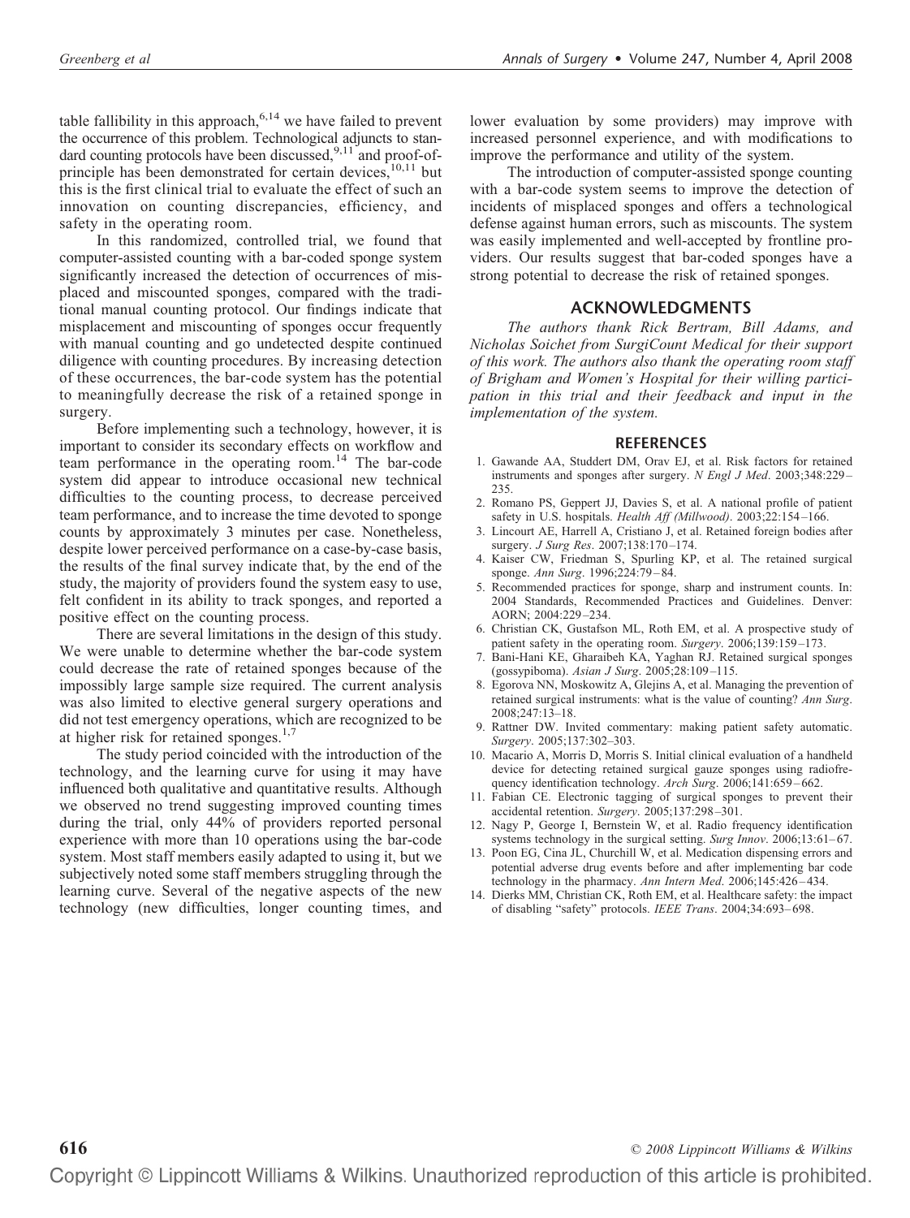table fallibility in this approach,[6,14] we have failed to prevent the occurrence of this problem. Technological adjuncts to standard counting protocols have been discussed,[9,11] and proof-of-principle has been demonstrated for certain devices,[10,11] but this is the first clinical trial to evaluate the effect of such an innovation on counting discrepancies, efficiency, and safety in the operating room.

In this randomized, controlled trial, we found that computer-assisted counting with a bar-coded sponge system significantly increased the detection of occurrences of misplaced and miscounted sponges, compared with the traditional manual counting protocol. Our findings indicate that misplacement and miscounting of sponges occur frequently with manual counting and go undetected despite continued diligence with counting procedures. By increasing detection of these occurrences, the bar-code system has the potential to meaningfully decrease the risk of a retained sponge in surgery.

Before implementing such a technology, however, it is important to consider its secondary effects on workflow and team performance in the operating room.[14] The bar-code system did appear to introduce occasional new technical difficulties to the counting process, to decrease perceived team performance, and to increase the time devoted to sponge counts by approximately 3 minutes per case. Nonetheless, despite lower perceived performance on a case-by-case basis, the results of the final survey indicate that, by the end of the study, the majority of providers found the system easy to use, felt confident in its ability to track sponges, and reported a positive effect on the counting process.

There are several limitations in the design of this study. We were unable to determine whether the bar-code system could decrease the rate of retained sponges because of the impossibly large sample size required. The current analysis was also limited to elective general surgery operations and did not test emergency operations, which are recognized to be at higher risk for retained sponges.[1,7]

The study period coincided with the introduction of the technology, and the learning curve for using it may have influenced both qualitative and quantitative results. Although we observed no trend suggesting improved counting times during the trial, only 44% of providers reported personal experience with more than 10 operations using the bar-code system. Most staff members easily adapted to using it, but we subjectively noted some staff members struggling through the learning curve. Several of the negative aspects of the new technology (new difficulties, longer counting times, and lower evaluation by some providers) may improve with increased personnel experience, and with modifications to improve the performance and utility of the system.

The introduction of computer-assisted sponge counting with a bar-code system seems to improve the detection of incidents of misplaced sponges and offers a technological defense against human errors, such as miscounts. The system was easily implemented and well-accepted by frontline providers. Our results suggest that bar-coded sponges have a strong potential to decrease the risk of retained sponges.

## ACKNOWLEDGMENTS

*The authors thank Rick Bertram, Bill Adams, and Nicholas Soichet from SurgiCount Medical for their support of this work. The authors also thank the operating room staff of Brigham and Women's Hospital for their willing participation in this trial and their feedback and input in the implementation of the system.*

## REFERENCES

1. Gawande AA, Studdert DM, Orav EJ, et al. Risk factors for retained instruments and sponges after surgery. *N Engl J Med*. 2003;348:229–235.
2. Romano PS, Geppert JJ, Davies S, et al. A national profile of patient safety in U.S. hospitals. *Health Aff (Millwood)*. 2003;22:154–166.
3. Lincourt AE, Harrell A, Cristiano J, et al. Retained foreign bodies after surgery. *J Surg Res*. 2007;138:170–174.
4. Kaiser CW, Friedman S, Spurling KP, et al. The retained surgical sponge. *Ann Surg*. 1996;224:79–84.
5. Recommended practices for sponge, sharp and instrument counts. In: 2004 Standards, Recommended Practices and Guidelines. Denver: AORN; 2004:229–234.
6. Christian CK, Gustafson ML, Roth EM, et al. A prospective study of patient safety in the operating room. *Surgery*. 2006;139:159–173.
7. Bani-Hani KE, Gharaibeh KA, Yaghan RJ. Retained surgical sponges (gossypiboma). *Asian J Surg*. 2005;28:109–115.
8. Egorova NN, Moskowitz A, Glejins A, et al. Managing the prevention of retained surgical instruments: what is the value of counting? *Ann Surg*. 2008;247:13–18.
9. Rattner DW. Invited commentary: making patient safety automatic. *Surgery*. 2005;137:302–303.
10. Macario A, Morris D, Morris S. Initial clinical evaluation of a handheld device for detecting retained surgical gauze sponges using radiofrequency identification technology. *Arch Surg*. 2006;141:659–662.
11. Fabian CE. Electronic tagging of surgical sponges to prevent their accidental retention. *Surgery*. 2005;137:298–301.
12. Nagy P, George I, Bernstein W, et al. Radio frequency identification systems technology in the surgical setting. *Surg Innov*. 2006;13:61–67.
13. Poon EG, Cina JL, Churchill W, et al. Medication dispensing errors and potential adverse drug events before and after implementing bar code technology in the pharmacy. *Ann Intern Med*. 2006;145:426–434.
14. Dierks MM, Christian CK, Roth EM, et al. Healthcare safety: the impact of disabling "safety" protocols. *IEEE Trans*. 2004;34:693–698.